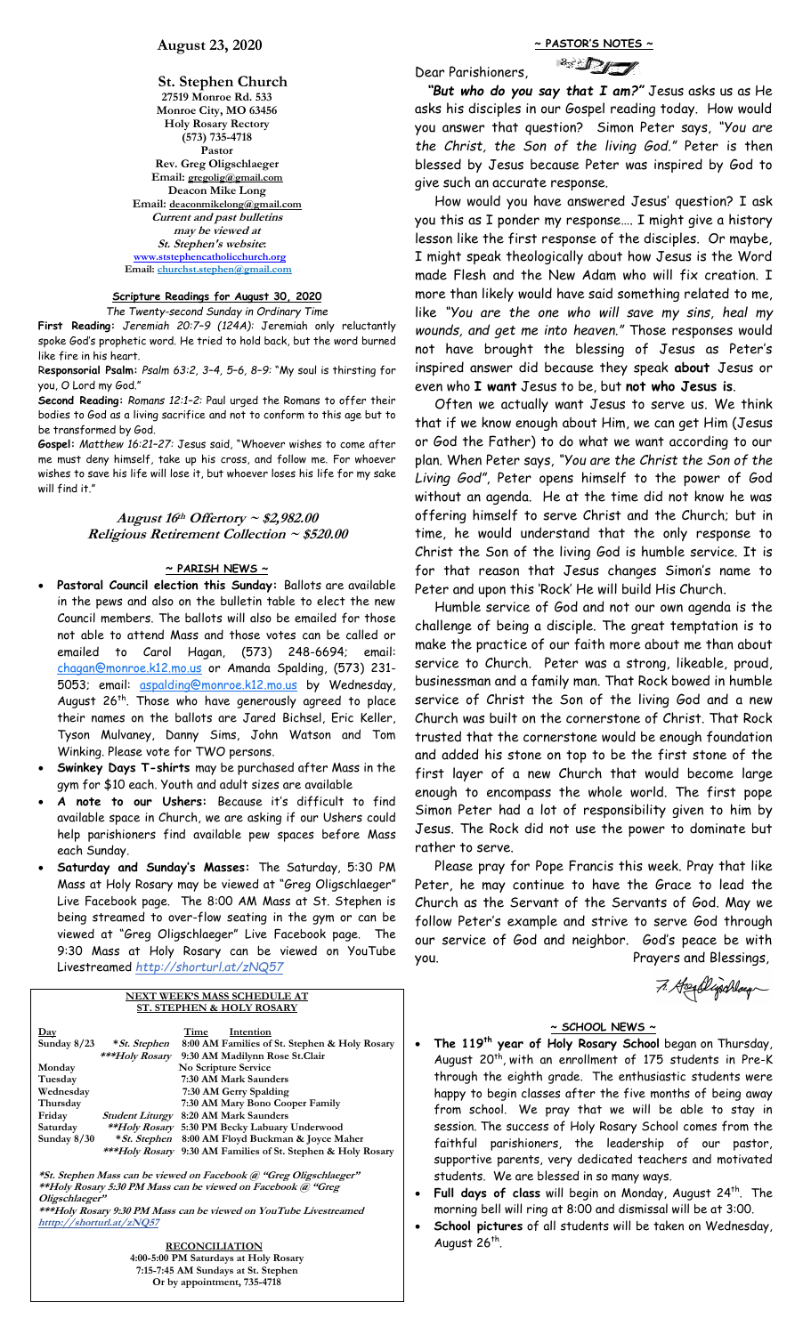**August 23, 2020**

**St. Stephen Church**
**27519 Monroe Rd. 533**
**Monroe City, MO 63456**
**Holy Rosary Rectory**
**(573) 735-4718**
**Pastor**
**Rev. Greg Oligschlaeger**
**Email: gregolig@gmail.com**
**Deacon Mike Long**
**Email: deaconmikelong@gmail.com**
***Current and past bulletins may be viewed at St. Stephen's website*:**
**www.ststephencatholicchurch.org**
**Email: churchst.stephen@gmail.com**

## Scripture Readings for August 30, 2020

*The Twenty-second Sunday in Ordinary Time*

**First Reading:** *Jeremiah 20:7–9 (124A):* Jeremiah only reluctantly spoke God's prophetic word. He tried to hold back, but the word burned like fire in his heart.

**Responsorial Psalm:** *Psalm 63:2, 3–4, 5–6, 8–9:* "My soul is thirsting for you, O Lord my God."

**Second Reading:** *Romans 12:1–2:* Paul urged the Romans to offer their bodies to God as a living sacrifice and not to conform to this age but to be transformed by God.

**Gospel:** *Matthew 16:21–27:* Jesus said, "Whoever wishes to come after me must deny himself, take up his cross, and follow me. For whoever wishes to save his life will lose it, but whoever loses his life for my sake will find it."

***August 16th Offertory ~ $2,982.00***
***Religious Retirement Collection ~ $520.00***

## ~ PARISH NEWS ~

- **Pastoral Council election this Sunday:** Ballots are available in the pews and also on the bulletin table to elect the new Council members. The ballots will also be emailed for those not able to attend Mass and those votes can be called or emailed to Carol Hagan, (573) 248-6694; email: chagan@monroe.k12.mo.us or Amanda Spalding, (573) 231-5053; email: aspalding@monroe.k12.mo.us by Wednesday, August 26th. Those who have generously agreed to place their names on the ballots are Jared Bichsel, Eric Keller, Tyson Mulvaney, Danny Sims, John Watson and Tom Winking. Please vote for TWO persons.
- **Swinkey Days T-shirts** may be purchased after Mass in the gym for $10 each. Youth and adult sizes are available
- **A note to our Ushers:** Because it's difficult to find available space in Church, we are asking if our Ushers could help parishioners find available pew spaces before Mass each Sunday.
- **Saturday and Sunday's Masses:** The Saturday, 5:30 PM Mass at Holy Rosary may be viewed at "Greg Oligschlaeger" Live Facebook page. The 8:00 AM Mass at St. Stephen is being streamed to over-flow seating in the gym or can be viewed at "Greg Oligschlaeger" Live Facebook page. The 9:30 Mass at Holy Rosary can be viewed on YouTube Livestreamed *http://shorturl.at/zNQ57*

## NEXT WEEK'S MASS SCHEDULE AT ST. STEPHEN & HOLY ROSARY

| Day | | Time | Intention |
|---|---|---|---|
| Sunday 8/23 | *\*St. Stephen* | 8:00 AM | Families of St. Stephen & Holy Rosary |
| | *\*\*\*Holy Rosary* | 9:30 AM | Madilynn Rose St.Clair |
| Monday | | No Scripture Service | |
| Tuesday | | 7:30 AM | Mark Saunders |
| Wednesday | | 7:30 AM | Gerry Spalding |
| Thursday | | 7:30 AM | Mary Bono Cooper Family |
| Friday | *Student Liturgy* | 8:20 AM | Mark Saunders |
| Saturday | *\*\*Holy Rosary* | 5:30 PM | Becky Labuary Underwood |
| Sunday 8/30 | *\*St. Stephen* | 8:00 AM | Floyd Buckman & Joyce Maher |
| | *\*\*\*Holy Rosary* | 9:30 AM | Families of St. Stephen & Holy Rosary |

***\*St. Stephen Mass can be viewed on Facebook @ "Greg Oligschlaeger"***
***\*\*Holy Rosary 5:30 PM Mass can be viewed on Facebook @ "Greg Oligschlaeger"***
***\*\*\*Holy Rosary 9:30 PM Mass can be viewed on YouTube Livestreamed*** **htttp://shorturl.at/zNQ57**

**RECONCILIATION**
**4:00-5:00 PM Saturdays at Holy Rosary**
**7:15-7:45 AM Sundays at St. Stephen**
**Or by appointment, 735-4718**

## ~ PASTOR'S NOTES ~

Dear Parishioners,

***"But who do you say that I am?"*** Jesus asks us as He asks his disciples in our Gospel reading today. How would you answer that question? Simon Peter says, *"You are the Christ, the Son of the living God."* Peter is then blessed by Jesus because Peter was inspired by God to give such an accurate response.

How would you have answered Jesus' question? I ask you this as I ponder my response…. I might give a history lesson like the first response of the disciples. Or maybe, I might speak theologically about how Jesus is the Word made Flesh and the New Adam who will fix creation. I more than likely would have said something related to me, like *"You are the one who will save my sins, heal my wounds, and get me into heaven."* Those responses would not have brought the blessing of Jesus as Peter's inspired answer did because they speak **about** Jesus or even who **I want** Jesus to be, but **not who Jesus is**.

Often we actually want Jesus to serve us. We think that if we know enough about Him, we can get Him (Jesus or God the Father) to do what we want according to our plan. When Peter says, *"You are the Christ the Son of the Living God"*, Peter opens himself to the power of God without an agenda. He at the time did not know he was offering himself to serve Christ and the Church; but in time, he would understand that the only response to Christ the Son of the living God is humble service. It is for that reason that Jesus changes Simon's name to Peter and upon this 'Rock' He will build His Church.

Humble service of God and not our own agenda is the challenge of being a disciple. The great temptation is to make the practice of our faith more about me than about service to Church. Peter was a strong, likeable, proud, businessman and a family man. That Rock bowed in humble service of Christ the Son of the living God and a new Church was built on the cornerstone of Christ. That Rock trusted that the cornerstone would be enough foundation and added his stone on top to be the first stone of the first layer of a new Church that would become large enough to encompass the whole world. The first pope Simon Peter had a lot of responsibility given to him by Jesus. The Rock did not use the power to dominate but rather to serve.

Please pray for Pope Francis this week. Pray that like Peter, he may continue to have the Grace to lead the Church as the Servant of the Servants of God. May we follow Peter's example and strive to serve God through our service of God and neighbor. God's peace be with you.

Prayers and Blessings,

Fr. Greg Oligschlaeger

## ~ SCHOOL NEWS ~

- **The 119th year of Holy Rosary School** began on Thursday, August 20th, with an enrollment of 175 students in Pre-K through the eighth grade. The enthusiastic students were happy to begin classes after the five months of being away from school. We pray that we will be able to stay in session. The success of Holy Rosary School comes from the faithful parishioners, the leadership of our pastor, supportive parents, very dedicated teachers and motivated students. We are blessed in so many ways.
- **Full days of class** will begin on Monday, August 24th. The morning bell will ring at 8:00 and dismissal will be at 3:00.
- **School pictures** of all students will be taken on Wednesday, August 26th.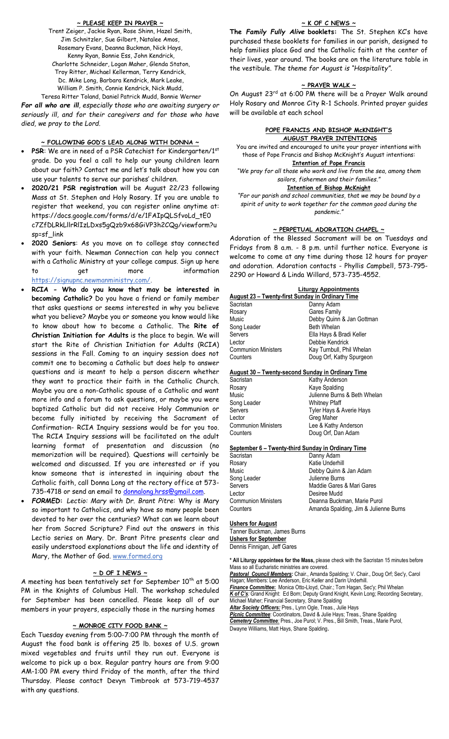## ~ PLEASE KEEP IN PRAYER ~

Trent Zeiger, Jackie Ryan, Rose Shinn, Hazel Smith, Jim Schnitzler, Sue Gilbert, Natalee Amos, Rosemary Evans, Deanna Buckman, Nick Hays, Kenny Ryan, Bonnie Ess, John Kendrick, Charlotte Schneider, Logan Maher, Glenda Staton, Troy Ritter, Michael Kellerman, Terry Kendrick, Dc. Mike Long, Barbara Kendrick, Mark Leake, William P. Smith, Connie Kendrick, Nick Mudd, Teresa Ritter Toland, Daniel Patrick Mudd, Bonnie Werner

***For all who are ill**, especially those who are awaiting surgery or seriously ill, and for their caregivers and for those who have died, we pray to the Lord.*

## ~ FOLLOWING GOD'S LEAD ALONG WITH DONNA ~

- **PSR**: We are in need of a PSR Catechist for Kindergarten/1st grade. Do you feel a call to help our young children learn about our faith? Contact me and let's talk about how you can use your talents to serve our parishes' children.
- **2020/21 PSR registration** will be August 22/23 following Mass at St. Stephen and Holy Rosary. If you are unable to register that weekend, you can register online anytime at: https://docs.google.com/forms/d/e/1FAIpQLSfvoLd_tE0c7ZfDLRkLllrRlIzLDxs5gQzb9x68GiVP3h2CQg/viewform?usp=sf_link
- **2020 Seniors**: As you move on to college stay connected with your faith. Newman Connection can help you connect with a Catholic Ministry at your college campus. Sign up here to get more information https://signupnc.newmanministry.com/.
- **RCIA - Who do you know that may be interested in becoming Catholic?** Do you have a friend or family member that asks questions or seems interested in why you believe what you believe? Maybe you or someone you know would like to know about how to become a Catholic. The **Rite of Christian Initiation for Adults** is the place to begin. We will start the Rite of Christian Initiation for Adults (RCIA) sessions in the Fall. Coming to an inquiry session does not commit one to becoming a Catholic but does help to answer questions and is meant to help a person discern whether they want to practice their faith in the Catholic Church. Maybe you are a non-Catholic spouse of a Catholic and want more info and a forum to ask questions, or maybe you were baptized Catholic but did not receive Holy Communion or become fully initiated by receiving the Sacrament of Confirmation- RCIA Inquiry sessions would be for you too. The RCIA Inquiry sessions will be facilitated on the adult learning format of presentation and discussion (no memorization will be required). Questions will certainly be welcomed and discussed. If you are interested or if you know someone that is interested in inquiring about the Catholic faith, call Donna Long at the rectory office at 573-735-4718 or send an email to donnalong.hrss@gmail.com.
- ***FORMED**: Lectio: Mary with Dr. Brant Pitre*: Why is Mary so important to Catholics, and why have so many people been devoted to her over the centuries? What can we learn about her from Sacred Scripture? Find out the answers in this Lectio series on Mary. Dr. Brant Pitre presents clear and easily understood explanations about the life and identity of Mary, the Mother of God. www.formed.org

## ~ D OF I NEWS ~

A meeting has been tentatively set for September 10th at 5:00 PM in the Knights of Columbus Hall. The workshop scheduled for September has been cancelled. Please keep all of our members in your prayers, especially those in the nursing homes

## ~ MONROE CITY FOOD BANK ~

Each Tuesday evening from 5:00-7:00 PM through the month of August the food bank is offering 25 lb. boxes of U.S. grown mixed vegetables and fruits until they run out. Everyone is welcome to pick up a box. Regular pantry hours are from 9:00 AM-1:00 PM every third Friday of the month, after the third Thursday. Please contact Devyn Timbrook at 573-719-4537 with any questions.

## ~ K OF C NEWS ~

**The *Family Fully Alive* booklets:** The St. Stephen KC's have purchased these booklets for families in our parish, designed to help families place God and the Catholic faith at the center of their lives, year around. The books are on the literature table in the vestibule. *The theme for August is "Hospitality".*

## ~ PRAYER WALK ~

On August 23rd at 6:00 PM there will be a Prayer Walk around Holy Rosary and Monroe City R-1 Schools. Printed prayer guides will be available at each school

## POPE FRANCIS AND BISHOP McKNIGHT'S AUGUST PRAYER INTENTIONS

You are invited and encouraged to unite your prayer intentions with those of Pope Francis and Bishop McKnight's August intentions:

**Intention of Pope Francis**

*"We pray for all those who work and live from the sea, among them sailors, fishermen and their families."*

**Intention of Bishop McKnight**

*"For our parish and school communities, that we may be bound by a spirit of unity to work together for the common good during the pandemic."*

## ~ PERPETUAL ADORATION CHAPEL ~

Adoration of the Blessed Sacrament will be on Tuesdays and Fridays from 8 a.m. - 8 p.m. until further notice. Everyone is welcome to come at any time during those 12 hours for prayer and adoration. Adoration contacts - Phyllis Campbell, 573-795-2290 or Howard & Linda Willard, 573-735-4552.

## Liturgy Appointments

**August 23 – Twenty-first Sunday in Ordinary Time**

| | |
|---|---|
| Sacristan | Danny Adam |
| Rosary | Gares Family |
| Music | Debby Quinn & Jan Gottman |
| Song Leader | Beth Whelan |
| Servers | Ella Hays & Bradi Keller |
| Lector | Debbie Kendrick |
| Communion Ministers | Kay Turnbull, Phil Whelan |
| Counters | Doug Orf, Kathy Spurgeon |

**August 30 – Twenty-second Sunday in Ordinary Time**

| | |
|---|---|
| Sacristan | Kathy Anderson |
| Rosary | Kaye Spalding |
| Music | Julienne Burns & Beth Whelan |
| Song Leader | Whitney Pfaff |
| Servers | Tyler Hays & Averie Hays |
| Lector | Greg Maher |
| Communion Ministers | Lee & Kathy Anderson |
| Counters | Doug Orf, Dan Adam |

**September 6 – Twenty-third Sunday in Ordinary Time**

| | |
|---|---|
| Sacristan | Danny Adam |
| Rosary | Katie Underhill |
| Music | Debby Quinn & Jan Adam |
| Song Leader | Julienne Burns |
| Servers | Maddie Gares & Mari Gares |
| Lector | Desiree Mudd |
| Communion Ministers | Deanna Buckman, Marie Purol |
| Counters | Amanda Spalding, Jim & Julienne Burns |

**Ushers for August**
Tanner Buckman, James Burns
**Ushers for September**
Dennis Finnigan, Jeff Gares

\* **All Liturgy appointees for the Mass,** please check with the Sacristan 15 minutes before Mass so all Eucharistic ministries are covered.

***Pastoral Council Members:*** Chair., Amanda Spalding; V. Chair., Doug Orf; Sec'y, Carol Hagan; Members: Lee Anderson, Eric Keller and Darin Underhill.
***Finance Committee:*** Monica Otto-Lloyd, Chair.; Tom Hagan, Sec'y; Phil Whelan
***K of C's***: Grand Knight: Ed Born; Deputy Grand Knight, Kevin Long; Recording Secretary, Michael Maher; Financial Secretary, Shane Spalding
***Altar Society Officers:*** Pres., Lynn Ogle, Treas., Julie Hays
***Picnic Committee***: Coordinators, David & Julie Hays; Treas., Shane Spalding
***Cemetery Committee:*** Pres., Joe Purol; V. Pres., Bill Smith, Treas., Marie Purol, Dwayne Williams, Matt Hays, Shane Spalding.